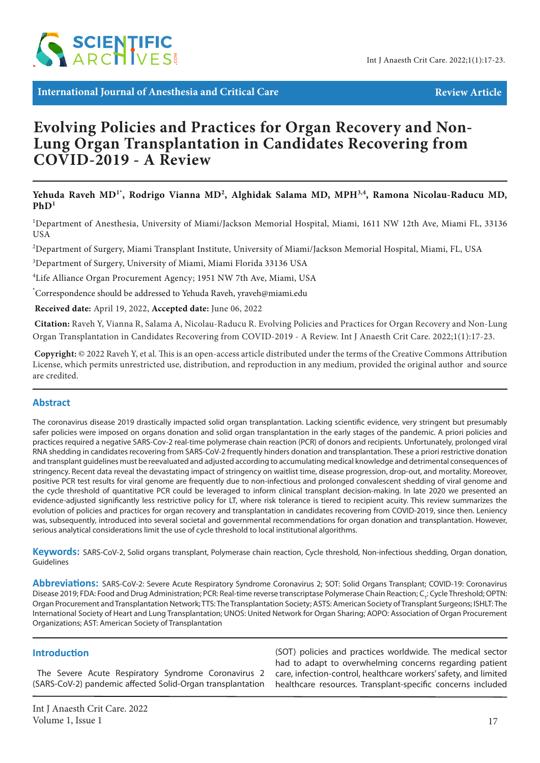International Journal of Anesthesia and Critical Care

Review Article

# Evolving Policies and Practices for Organ Recovery and Non-Lung Organ Transplantation in Candidates Recovering from COVID-2019 - A Review

**Yehuda Raveh MD[1*], Rodrigo Vianna MD[2], Alghidak Salama MD, MPH[3,4], Ramona Nicolau-Raducu MD, PhD[1]**

[1]Department of Anesthesia, University of Miami/Jackson Memorial Hospital, Miami, 1611 NW 12th Ave, Miami FL, 33136 USA

[2]Department of Surgery, Miami Transplant Institute, University of Miami/Jackson Memorial Hospital, Miami, FL, USA

[3]Department of Surgery, University of Miami, Miami Florida 33136 USA

[4]Life Alliance Organ Procurement Agency; 1951 NW 7th Ave, Miami, USA

[*]Correspondence should be addressed to Yehuda Raveh, yraveh@miami.edu

**Received date:** April 19, 2022, **Accepted date:** June 06, 2022

**Citation:** Raveh Y, Vianna R, Salama A, Nicolau-Raducu R. Evolving Policies and Practices for Organ Recovery and Non-Lung Organ Transplantation in Candidates Recovering from COVID-2019 - A Review. Int J Anaesth Crit Care. 2022;1(1):17-23.

**Copyright:** © 2022 Raveh Y, et al. This is an open-access article distributed under the terms of the Creative Commons Attribution License, which permits unrestricted use, distribution, and reproduction in any medium, provided the original author and source are credited.

## Abstract

The coronavirus disease 2019 drastically impacted solid organ transplantation. Lacking scientific evidence, very stringent but presumably safer policies were imposed on organs donation and solid organ transplantation in the early stages of the pandemic. A priori policies and practices required a negative SARS-Cov-2 real-time polymerase chain reaction (PCR) of donors and recipients. Unfortunately, prolonged viral RNA shedding in candidates recovering from SARS-CoV-2 frequently hinders donation and transplantation. These a priori restrictive donation and transplant guidelines must be reevaluated and adjusted according to accumulating medical knowledge and detrimental consequences of stringency. Recent data reveal the devastating impact of stringency on waitlist time, disease progression, drop-out, and mortality. Moreover, positive PCR test results for viral genome are frequently due to non-infectious and prolonged convalescent shedding of viral genome and the cycle threshold of quantitative PCR could be leveraged to inform clinical transplant decision-making. In late 2020 we presented an evidence-adjusted significantly less restrictive policy for LT, where risk tolerance is tiered to recipient acuity. This review summarizes the evolution of policies and practices for organ recovery and transplantation in candidates recovering from COVID-2019, since then. Leniency was, subsequently, introduced into several societal and governmental recommendations for organ donation and transplantation. However, serious analytical considerations limit the use of cycle threshold to local institutional algorithms.

**Keywords:** SARS-CoV-2, Solid organs transplant, Polymerase chain reaction, Cycle threshold, Non-infectious shedding, Organ donation, Guidelines

**Abbreviations:** SARS-CoV-2: Severe Acute Respiratory Syndrome Coronavirus 2; SOT: Solid Organs Transplant; COVID-19: Coronavirus Disease 2019; FDA: Food and Drug Administration; PCR: Real-time reverse transcriptase Polymerase Chain Reaction; $C_T$: Cycle Threshold; OPTN: Organ Procurement and Transplantation Network; TTS: The Transplantation Society; ASTS: American Society of Transplant Surgeons; ISHLT: The International Society of Heart and Lung Transplantation; UNOS: United Network for Organ Sharing; AOPO: Association of Organ Procurement Organizations; AST: American Society of Transplantation

## Introduction

The Severe Acute Respiratory Syndrome Coronavirus 2 (SARS-CoV-2) pandemic affected Solid-Organ transplantation (SOT) policies and practices worldwide. The medical sector had to adapt to overwhelming concerns regarding patient care, infection-control, healthcare workers' safety, and limited healthcare resources. Transplant-specific concerns included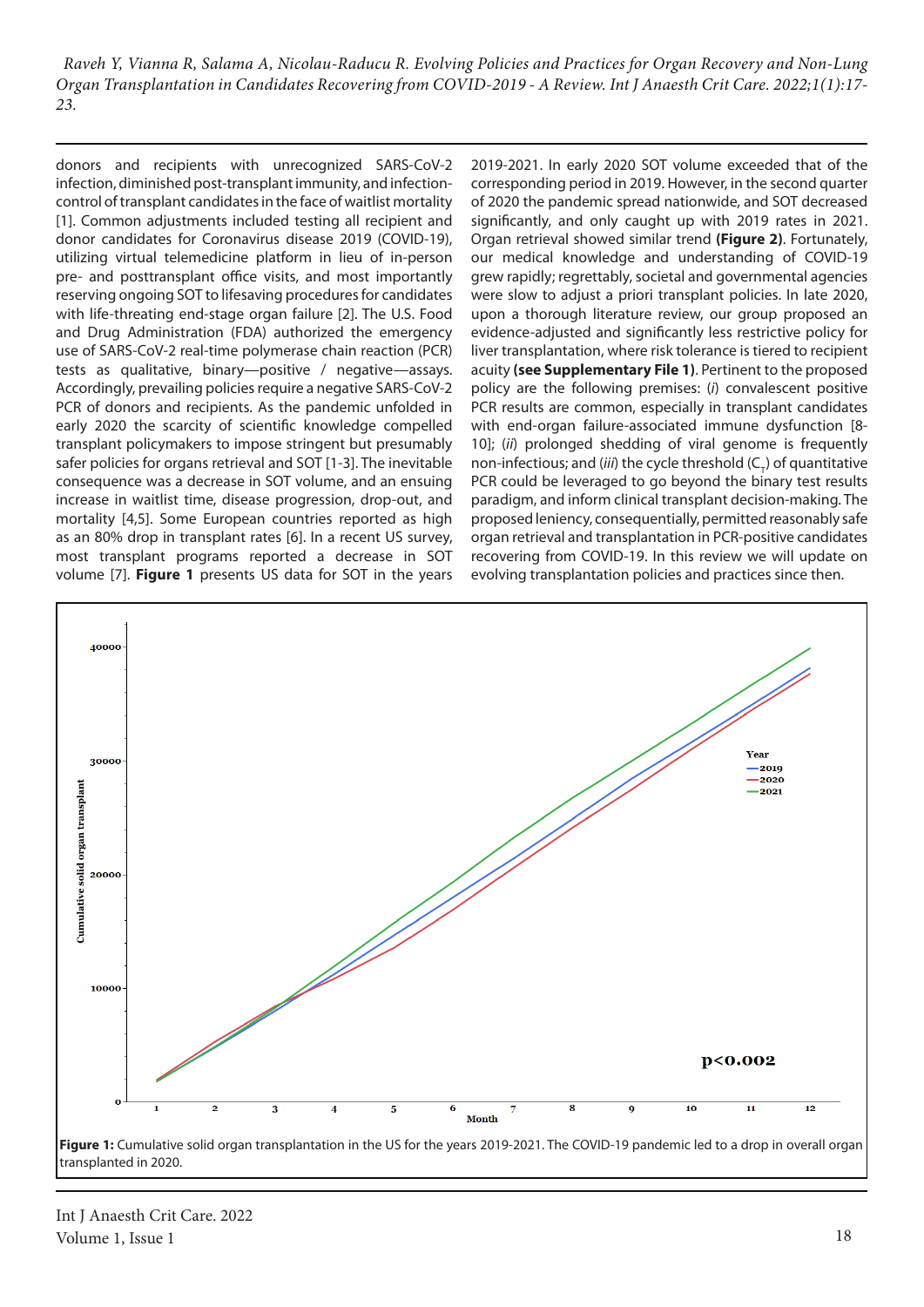donors and recipients with unrecognized SARS-CoV-2 infection, diminished post-transplant immunity, and infection-control of transplant candidates in the face of waitlist mortality [1]. Common adjustments included testing all recipient and donor candidates for Coronavirus disease 2019 (COVID-19), utilizing virtual telemedicine platform in lieu of in-person pre- and posttransplant office visits, and most importantly reserving ongoing SOT to lifesaving procedures for candidates with life-threating end-stage organ failure [2]. The U.S. Food and Drug Administration (FDA) authorized the emergency use of SARS-CoV-2 real-time polymerase chain reaction (PCR) tests as qualitative, binary—positive / negative—assays. Accordingly, prevailing policies require a negative SARS-CoV-2 PCR of donors and recipients. As the pandemic unfolded in early 2020 the scarcity of scientific knowledge compelled transplant policymakers to impose stringent but presumably safer policies for organs retrieval and SOT [1-3]. The inevitable consequence was a decrease in SOT volume, and an ensuing increase in waitlist time, disease progression, drop-out, and mortality [4,5]. Some European countries reported as high as an 80% drop in transplant rates [6]. In a recent US survey, most transplant programs reported a decrease in SOT volume [7]. **Figure 1** presents US data for SOT in the years 2019-2021. In early 2020 SOT volume exceeded that of the corresponding period in 2019. However, in the second quarter of 2020 the pandemic spread nationwide, and SOT decreased significantly, and only caught up with 2019 rates in 2021. Organ retrieval showed similar trend **(Figure 2)**. Fortunately, our medical knowledge and understanding of COVID-19 grew rapidly; regrettably, societal and governmental agencies were slow to adjust a priori transplant policies. In late 2020, upon a thorough literature review, our group proposed an evidence-adjusted and significantly less restrictive policy for liver transplantation, where risk tolerance is tiered to recipient acuity **(see Supplementary File 1)**. Pertinent to the proposed policy are the following premises: (*i*) convalescent positive PCR results are common, especially in transplant candidates with end-organ failure-associated immune dysfunction [8-10]; (*ii*) prolonged shedding of viral genome is frequently non-infectious; and (*iii*) the cycle threshold ($C_T$) of quantitative PCR could be leveraged to go beyond the binary test results paradigm, and inform clinical transplant decision-making. The proposed leniency, consequentially, permitted reasonably safe organ retrieval and transplantation in PCR-positive candidates recovering from COVID-19. In this review we will update on evolving transplantation policies and practices since then.

**Figure 1:** Cumulative solid organ transplantation in the US for the years 2019-2021. The COVID-19 pandemic led to a drop in overall organ transplanted in 2020.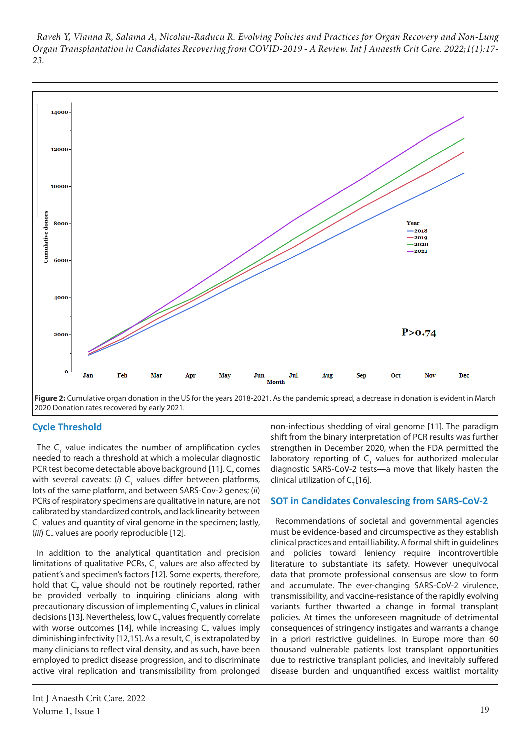Figure 2: Cumulative organ donation in the US for the years 2018-2021. As the pandemic spread, a decrease in donation is evident in March 2020 Donation rates recovered by early 2021.

## Cycle Threshold

The $C_T$ value indicates the number of amplification cycles needed to reach a threshold at which a molecular diagnostic PCR test become detectable above background [11]. $C_T$ comes with several caveats: (*i*) $C_T$ values differ between platforms, lots of the same platform, and between SARS-Cov-2 genes; (*ii*) PCRs of respiratory specimens are qualitative in nature, are not calibrated by standardized controls, and lack linearity between $C_T$ values and quantity of viral genome in the specimen; lastly, (*iii*) $C_T$ values are poorly reproducible [12].

In addition to the analytical quantitation and precision limitations of qualitative PCRs, $C_T$ values are also affected by patient's and specimen's factors [12]. Some experts, therefore, hold that $C_T$ value should not be routinely reported, rather be provided verbally to inquiring clinicians along with precautionary discussion of implementing $C_T$ values in clinical decisions [13]. Nevertheless, low $C_T$ values frequently correlate with worse outcomes [14], while increasing $C_T$ values imply diminishing infectivity [12,15]. As a result, $C_T$ is extrapolated by many clinicians to reflect viral density, and as such, have been employed to predict disease progression, and to discriminate active viral replication and transmissibility from prolonged non-infectious shedding of viral genome [11]. The paradigm shift from the binary interpretation of PCR results was further strengthen in December 2020, when the FDA permitted the laboratory reporting of $C_T$ values for authorized molecular diagnostic SARS-CoV-2 tests—a move that likely hasten the clinical utilization of $C_T$ [16].

## SOT in Candidates Convalescing from SARS-CoV-2

Recommendations of societal and governmental agencies must be evidence-based and circumspective as they establish clinical practices and entail liability. A formal shift in guidelines and policies toward leniency require incontrovertible literature to substantiate its safety. However unequivocal data that promote professional consensus are slow to form and accumulate. The ever-changing SARS-CoV-2 virulence, transmissibility, and vaccine-resistance of the rapidly evolving variants further thwarted a change in formal transplant policies. At times the unforeseen magnitude of detrimental consequences of stringency instigates and warrants a change in a priori restrictive guidelines. In Europe more than 60 thousand vulnerable patients lost transplant opportunities due to restrictive transplant policies, and inevitably suffered disease burden and unquantified excess waitlist mortality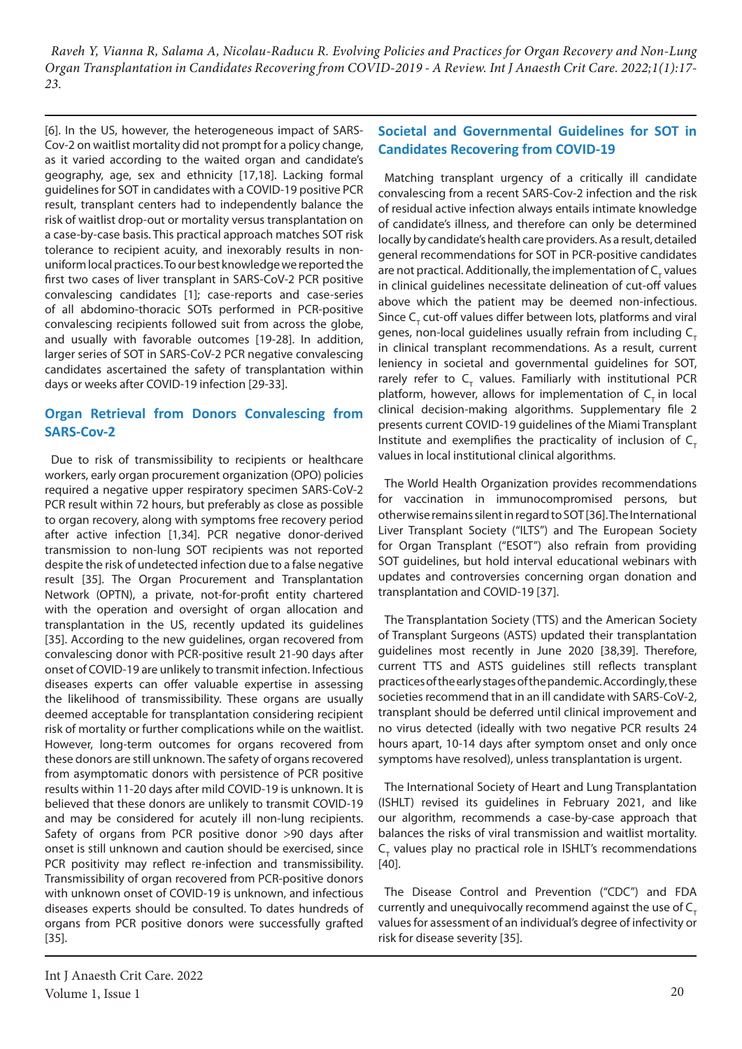[6]. In the US, however, the heterogeneous impact of SARS-Cov-2 on waitlist mortality did not prompt for a policy change, as it varied according to the waited organ and candidate's geography, age, sex and ethnicity [17,18]. Lacking formal guidelines for SOT in candidates with a COVID-19 positive PCR result, transplant centers had to independently balance the risk of waitlist drop-out or mortality versus transplantation on a case-by-case basis. This practical approach matches SOT risk tolerance to recipient acuity, and inexorably results in non-uniform local practices. To our best knowledge we reported the first two cases of liver transplant in SARS-CoV-2 PCR positive convalescing candidates [1]; case-reports and case-series of all abdomino-thoracic SOTs performed in PCR-positive convalescing recipients followed suit from across the globe, and usually with favorable outcomes [19-28]. In addition, larger series of SOT in SARS-CoV-2 PCR negative convalescing candidates ascertained the safety of transplantation within days or weeks after COVID-19 infection [29-33].

## Organ Retrieval from Donors Convalescing from SARS-Cov-2

Due to risk of transmissibility to recipients or healthcare workers, early organ procurement organization (OPO) policies required a negative upper respiratory specimen SARS-CoV-2 PCR result within 72 hours, but preferably as close as possible to organ recovery, along with symptoms free recovery period after active infection [1,34]. PCR negative donor-derived transmission to non-lung SOT recipients was not reported despite the risk of undetected infection due to a false negative result [35]. The Organ Procurement and Transplantation Network (OPTN), a private, not-for-profit entity chartered with the operation and oversight of organ allocation and transplantation in the US, recently updated its guidelines [35]. According to the new guidelines, organ recovered from convalescing donor with PCR-positive result 21-90 days after onset of COVID-19 are unlikely to transmit infection. Infectious diseases experts can offer valuable expertise in assessing the likelihood of transmissibility. These organs are usually deemed acceptable for transplantation considering recipient risk of mortality or further complications while on the waitlist. However, long-term outcomes for organs recovered from these donors are still unknown. The safety of organs recovered from asymptomatic donors with persistence of PCR positive results within 11-20 days after mild COVID-19 is unknown. It is believed that these donors are unlikely to transmit COVID-19 and may be considered for acutely ill non-lung recipients. Safety of organs from PCR positive donor >90 days after onset is still unknown and caution should be exercised, since PCR positivity may reflect re-infection and transmissibility. Transmissibility of organ recovered from PCR-positive donors with unknown onset of COVID-19 is unknown, and infectious diseases experts should be consulted. To dates hundreds of organs from PCR positive donors were successfully grafted [35].

## Societal and Governmental Guidelines for SOT in Candidates Recovering from COVID-19

Matching transplant urgency of a critically ill candidate convalescing from a recent SARS-Cov-2 infection and the risk of residual active infection always entails intimate knowledge of candidate's illness, and therefore can only be determined locally by candidate's health care providers. As a result, detailed general recommendations for SOT in PCR-positive candidates are not practical. Additionally, the implementation of $C_T$ values in clinical guidelines necessitate delineation of cut-off values above which the patient may be deemed non-infectious. Since $C_T$ cut-off values differ between lots, platforms and viral genes, non-local guidelines usually refrain from including $C_T$ in clinical transplant recommendations. As a result, current leniency in societal and governmental guidelines for SOT, rarely refer to $C_T$ values. Familiarly with institutional PCR platform, however, allows for implementation of $C_T$ in local clinical decision-making algorithms. Supplementary file 2 presents current COVID-19 guidelines of the Miami Transplant Institute and exemplifies the practicality of inclusion of $C_T$ values in local institutional clinical algorithms.

The World Health Organization provides recommendations for vaccination in immunocompromised persons, but otherwise remains silent in regard to SOT [36]. The International Liver Transplant Society ("ILTS") and The European Society for Organ Transplant ("ESOT") also refrain from providing SOT guidelines, but hold interval educational webinars with updates and controversies concerning organ donation and transplantation and COVID-19 [37].

The Transplantation Society (TTS) and the American Society of Transplant Surgeons (ASTS) updated their transplantation guidelines most recently in June 2020 [38,39]. Therefore, current TTS and ASTS guidelines still reflects transplant practices of the early stages of the pandemic. Accordingly, these societies recommend that in an ill candidate with SARS-CoV-2, transplant should be deferred until clinical improvement and no virus detected (ideally with two negative PCR results 24 hours apart, 10-14 days after symptom onset and only once symptoms have resolved), unless transplantation is urgent.

The International Society of Heart and Lung Transplantation (ISHLT) revised its guidelines in February 2021, and like our algorithm, recommends a case-by-case approach that balances the risks of viral transmission and waitlist mortality. $C_T$ values play no practical role in ISHLT's recommendations [40].

The Disease Control and Prevention ("CDC") and FDA currently and unequivocally recommend against the use of $C_T$ values for assessment of an individual's degree of infectivity or risk for disease severity [35].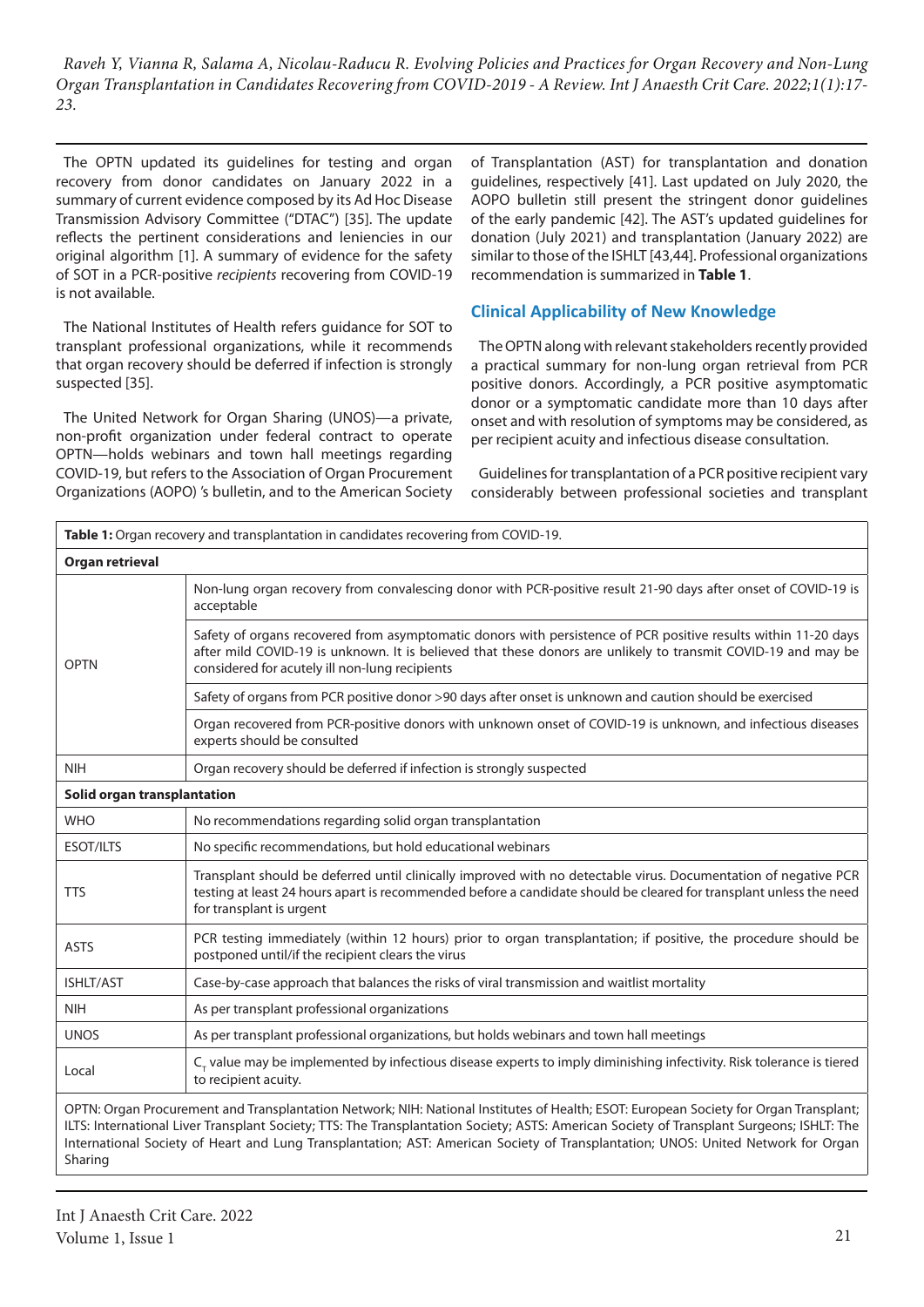The OPTN updated its guidelines for testing and organ recovery from donor candidates on January 2022 in a summary of current evidence composed by its Ad Hoc Disease Transmission Advisory Committee ("DTAC") [35]. The update reflects the pertinent considerations and leniencies in our original algorithm [1]. A summary of evidence for the safety of SOT in a PCR-positive *recipients* recovering from COVID-19 is not available.

The National Institutes of Health refers guidance for SOT to transplant professional organizations, while it recommends that organ recovery should be deferred if infection is strongly suspected [35].

The United Network for Organ Sharing (UNOS)—a private, non-profit organization under federal contract to operate OPTN—holds webinars and town hall meetings regarding COVID-19, but refers to the Association of Organ Procurement Organizations (AOPO) 's bulletin, and to the American Society of Transplantation (AST) for transplantation and donation guidelines, respectively [41]. Last updated on July 2020, the AOPO bulletin still present the stringent donor guidelines of the early pandemic [42]. The AST's updated guidelines for donation (July 2021) and transplantation (January 2022) are similar to those of the ISHLT [43,44]. Professional organizations recommendation is summarized in **Table 1**.

## Clinical Applicability of New Knowledge

The OPTN along with relevant stakeholders recently provided a practical summary for non-lung organ retrieval from PCR positive donors. Accordingly, a PCR positive asymptomatic donor or a symptomatic candidate more than 10 days after onset and with resolution of symptoms may be considered, as per recipient acuity and infectious disease consultation.

Guidelines for transplantation of a PCR positive recipient vary considerably between professional societies and transplant

**Table 1:** Organ recovery and transplantation in candidates recovering from COVID-19.

| | |
|---|---|
| **Organ retrieval** | |
| OPTN | Non-lung organ recovery from convalescing donor with PCR-positive result 21-90 days after onset of COVID-19 is acceptable |
| | Safety of organs recovered from asymptomatic donors with persistence of PCR positive results within 11-20 days after mild COVID-19 is unknown. It is believed that these donors are unlikely to transmit COVID-19 and may be considered for acutely ill non-lung recipients |
| | Safety of organs from PCR positive donor >90 days after onset is unknown and caution should be exercised |
| | Organ recovered from PCR-positive donors with unknown onset of COVID-19 is unknown, and infectious diseases experts should be consulted |
| NIH | Organ recovery should be deferred if infection is strongly suspected |
| **Solid organ transplantation** | |
| WHO | No recommendations regarding solid organ transplantation |
| ESOT/ILTS | No specific recommendations, but hold educational webinars |
| TTS | Transplant should be deferred until clinically improved with no detectable virus. Documentation of negative PCR testing at least 24 hours apart is recommended before a candidate should be cleared for transplant unless the need for transplant is urgent |
| ASTS | PCR testing immediately (within 12 hours) prior to organ transplantation; if positive, the procedure should be postponed until/if the recipient clears the virus |
| ISHLT/AST | Case-by-case approach that balances the risks of viral transmission and waitlist mortality |
| NIH | As per transplant professional organizations |
| UNOS | As per transplant professional organizations, but holds webinars and town hall meetings |
| Local | $C_T$ value may be implemented by infectious disease experts to imply diminishing infectivity. Risk tolerance is tiered to recipient acuity. |

OPTN: Organ Procurement and Transplantation Network; NIH: National Institutes of Health; ESOT: European Society for Organ Transplant; ILTS: International Liver Transplant Society; TTS: The Transplantation Society; ASTS: American Society of Transplant Surgeons; ISHLT: The International Society of Heart and Lung Transplantation; AST: American Society of Transplantation; UNOS: United Network for Organ Sharing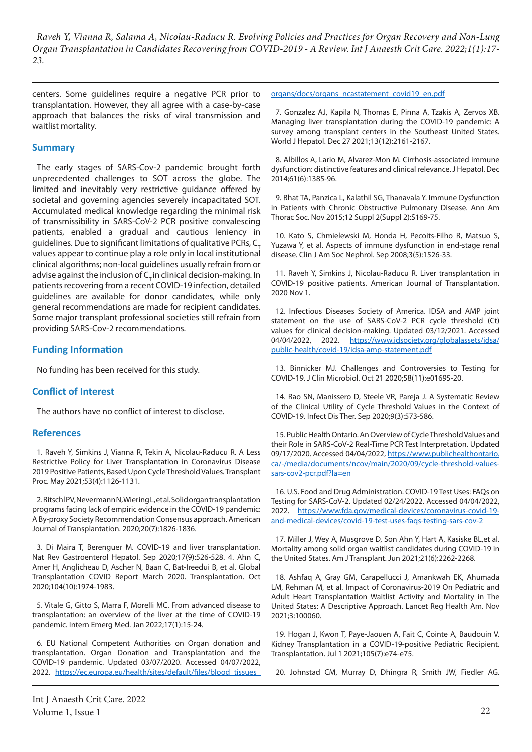centers. Some guidelines require a negative PCR prior to transplantation. However, they all agree with a case-by-case approach that balances the risks of viral transmission and waitlist mortality.

## Summary

The early stages of SARS-Cov-2 pandemic brought forth unprecedented challenges to SOT across the globe. The limited and inevitably very restrictive guidance offered by societal and governing agencies severely incapacitated SOT. Accumulated medical knowledge regarding the minimal risk of transmissibility in SARS-CoV-2 PCR positive convalescing patients, enabled a gradual and cautious leniency in guidelines. Due to significant limitations of qualitative PCRs, $C_T$ values appear to continue play a role only in local institutional clinical algorithms; non-local guidelines usually refrain from or advise against the inclusion of $C_T$ in clinical decision-making. In patients recovering from a recent COVID-19 infection, detailed guidelines are available for donor candidates, while only general recommendations are made for recipient candidates. Some major transplant professional societies still refrain from providing SARS-Cov-2 recommendations.

## Funding Information

No funding has been received for this study.

## Conflict of Interest

The authors have no conflict of interest to disclose.

## References

1. Raveh Y, Simkins J, Vianna R, Tekin A, Nicolau-Raducu R. A Less Restrictive Policy for Liver Transplantation in Coronavirus Disease 2019 Positive Patients, Based Upon Cycle Threshold Values. Transplant Proc. May 2021;53(4):1126-1131.

2. Ritschl PV, Nevermann N, Wiering L, et al. Solid organ transplantation programs facing lack of empiric evidence in the COVID-19 pandemic: A By-proxy Society Recommendation Consensus approach. American Journal of Transplantation. 2020;20(7):1826-1836.

3. Di Maira T, Berenguer M. COVID-19 and liver transplantation. Nat Rev Gastroenterol Hepatol. Sep 2020;17(9):526-528. 4. Ahn C, Amer H, Anglicheau D, Ascher N, Baan C, Bat-Ireedui B, et al. Global Transplantation COVID Report March 2020. Transplantation. Oct 2020;104(10):1974-1983.

5. Vitale G, Gitto S, Marra F, Morelli MC. From advanced disease to transplantation: an overview of the liver at the time of COVID-19 pandemic. Intern Emerg Med. Jan 2022;17(1):15-24.

6. EU National Competent Authorities on Organ donation and transplantation. Organ Donation and Transplantation and the COVID-19 pandemic. Updated 03/07/2020. Accessed 04/07/2022, 2022. https://ec.europa.eu/health/sites/default/files/blood_tissues_organs/docs/organs_ncastatement_covid19_en.pdf

7. Gonzalez AJ, Kapila N, Thomas E, Pinna A, Tzakis A, Zervos XB. Managing liver transplantation during the COVID-19 pandemic: A survey among transplant centers in the Southeast United States. World J Hepatol. Dec 27 2021;13(12):2161-2167.

8. Albillos A, Lario M, Alvarez-Mon M. Cirrhosis-associated immune dysfunction: distinctive features and clinical relevance. J Hepatol. Dec 2014;61(6):1385-96.

9. Bhat TA, Panzica L, Kalathil SG, Thanavala Y. Immune Dysfunction in Patients with Chronic Obstructive Pulmonary Disease. Ann Am Thorac Soc. Nov 2015;12 Suppl 2(Suppl 2):S169-75.

10. Kato S, Chmielewski M, Honda H, Pecoits-Filho R, Matsuo S, Yuzawa Y, et al. Aspects of immune dysfunction in end-stage renal disease. Clin J Am Soc Nephrol. Sep 2008;3(5):1526-33.

11. Raveh Y, Simkins J, Nicolau-Raducu R. Liver transplantation in COVID-19 positive patients. American Journal of Transplantation. 2020 Nov 1.

12. Infectious Diseases Society of America. IDSA and AMP joint statement on the use of SARS-CoV-2 PCR cycle threshold (Ct) values for clinical decision-making. Updated 03/12/2021. Accessed 04/04/2022, 2022. https://www.idsociety.org/globalassets/idsa/public-health/covid-19/idsa-amp-statement.pdf

13. Binnicker MJ. Challenges and Controversies to Testing for COVID-19. J Clin Microbiol. Oct 21 2020;58(11):e01695-20.

14. Rao SN, Manissero D, Steele VR, Pareja J. A Systematic Review of the Clinical Utility of Cycle Threshold Values in the Context of COVID-19. Infect Dis Ther. Sep 2020;9(3):573-586.

15. Public Health Ontario. An Overview of Cycle Threshold Values and their Role in SARS-CoV-2 Real-Time PCR Test Interpretation. Updated 09/17/2020. Accessed 04/04/2022, https://www.publichealthontario.ca/-/media/documents/ncov/main/2020/09/cycle-threshold-values-sars-cov2-pcr.pdf?la=en

16. U.S. Food and Drug Administration. COVID-19 Test Uses: FAQs on Testing for SARS-CoV-2. Updated 02/24/2022. Accessed 04/04/2022, 2022. https://www.fda.gov/medical-devices/coronavirus-covid-19-and-medical-devices/covid-19-test-uses-faqs-testing-sars-cov-2

17. Miller J, Wey A, Musgrove D, Son Ahn Y, Hart A, Kasiske BL,et al. Mortality among solid organ waitlist candidates during COVID-19 in the United States. Am J Transplant. Jun 2021;21(6):2262-2268.

18. Ashfaq A, Gray GM, Carapellucci J, Amankwah EK, Ahumada LM, Rehman M, et al. Impact of Coronavirus-2019 On Pediatric and Adult Heart Transplantation Waitlist Activity and Mortality in The United States: A Descriptive Approach. Lancet Reg Health Am. Nov 2021;3:100060.

19. Hogan J, Kwon T, Paye-Jaouen A, Fait C, Cointe A, Baudouin V. Kidney Transplantation in a COVID-19-positive Pediatric Recipient. Transplantation. Jul 1 2021;105(7):e74-e75.

20. Johnstad CM, Murray D, Dhingra R, Smith JW, Fiedler AG.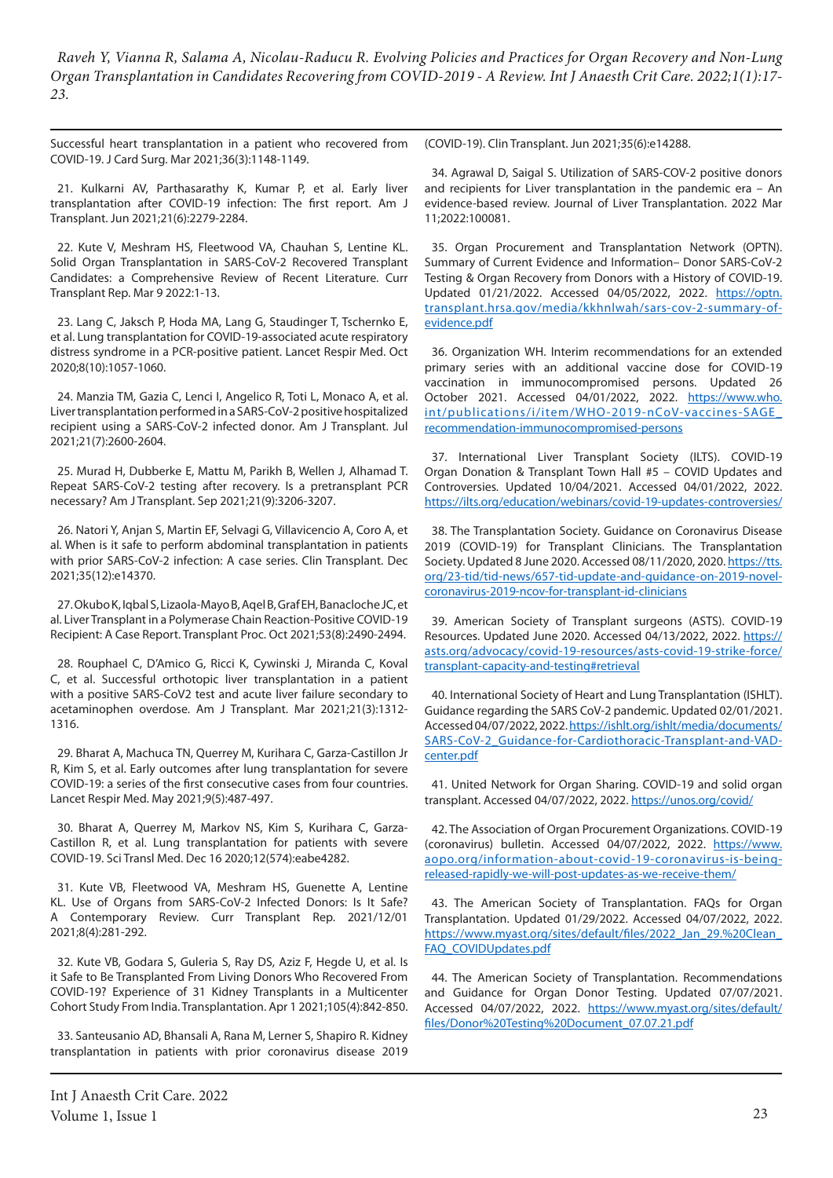Successful heart transplantation in a patient who recovered from COVID-19. J Card Surg. Mar 2021;36(3):1148-1149.

21. Kulkarni AV, Parthasarathy K, Kumar P, et al. Early liver transplantation after COVID-19 infection: The first report. Am J Transplant. Jun 2021;21(6):2279-2284.

22. Kute V, Meshram HS, Fleetwood VA, Chauhan S, Lentine KL. Solid Organ Transplantation in SARS-CoV-2 Recovered Transplant Candidates: a Comprehensive Review of Recent Literature. Curr Transplant Rep. Mar 9 2022:1-13.

23. Lang C, Jaksch P, Hoda MA, Lang G, Staudinger T, Tschernko E, et al. Lung transplantation for COVID-19-associated acute respiratory distress syndrome in a PCR-positive patient. Lancet Respir Med. Oct 2020;8(10):1057-1060.

24. Manzia TM, Gazia C, Lenci I, Angelico R, Toti L, Monaco A, et al. Liver transplantation performed in a SARS-CoV-2 positive hospitalized recipient using a SARS-CoV-2 infected donor. Am J Transplant. Jul 2021;21(7):2600-2604.

25. Murad H, Dubberke E, Mattu M, Parikh B, Wellen J, Alhamad T. Repeat SARS-CoV-2 testing after recovery. Is a pretransplant PCR necessary? Am J Transplant. Sep 2021;21(9):3206-3207.

26. Natori Y, Anjan S, Martin EF, Selvagi G, Villavicencio A, Coro A, et al. When is it safe to perform abdominal transplantation in patients with prior SARS-CoV-2 infection: A case series. Clin Transplant. Dec 2021;35(12):e14370.

27. Okubo K, Iqbal S, Lizaola-Mayo B, Aqel B, Graf EH, Banacloche JC, et al. Liver Transplant in a Polymerase Chain Reaction-Positive COVID-19 Recipient: A Case Report. Transplant Proc. Oct 2021;53(8):2490-2494.

28. Rouphael C, D'Amico G, Ricci K, Cywinski J, Miranda C, Koval C, et al. Successful orthotopic liver transplantation in a patient with a positive SARS-CoV2 test and acute liver failure secondary to acetaminophen overdose. Am J Transplant. Mar 2021;21(3):1312-1316.

29. Bharat A, Machuca TN, Querrey M, Kurihara C, Garza-Castillon Jr R, Kim S, et al. Early outcomes after lung transplantation for severe COVID-19: a series of the first consecutive cases from four countries. Lancet Respir Med. May 2021;9(5):487-497.

30. Bharat A, Querrey M, Markov NS, Kim S, Kurihara C, Garza-Castillon R, et al. Lung transplantation for patients with severe COVID-19. Sci Transl Med. Dec 16 2020;12(574):eabe4282.

31. Kute VB, Fleetwood VA, Meshram HS, Guenette A, Lentine KL. Use of Organs from SARS-CoV-2 Infected Donors: Is It Safe? A Contemporary Review. Curr Transplant Rep. 2021/12/01 2021;8(4):281-292.

32. Kute VB, Godara S, Guleria S, Ray DS, Aziz F, Hegde U, et al. Is it Safe to Be Transplanted From Living Donors Who Recovered From COVID-19? Experience of 31 Kidney Transplants in a Multicenter Cohort Study From India. Transplantation. Apr 1 2021;105(4):842-850.

33. Santeusanio AD, Bhansali A, Rana M, Lerner S, Shapiro R. Kidney transplantation in patients with prior coronavirus disease 2019 (COVID-19). Clin Transplant. Jun 2021;35(6):e14288.

34. Agrawal D, Saigal S. Utilization of SARS-COV-2 positive donors and recipients for Liver transplantation in the pandemic era – An evidence-based review. Journal of Liver Transplantation. 2022 Mar 11;2022:100081.

35. Organ Procurement and Transplantation Network (OPTN). Summary of Current Evidence and Information– Donor SARS-CoV-2 Testing & Organ Recovery from Donors with a History of COVID-19. Updated 01/21/2022. Accessed 04/05/2022, 2022. https://optn.transplant.hrsa.gov/media/kkhnlwah/sars-cov-2-summary-of-evidence.pdf

36. Organization WH. Interim recommendations for an extended primary series with an additional vaccine dose for COVID-19 vaccination in immunocompromised persons. Updated 26 October 2021. Accessed 04/01/2022, 2022. https://www.who.int/publications/i/item/WHO-2019-nCoV-vaccines-SAGE_recommendation-immunocompromised-persons

37. International Liver Transplant Society (ILTS). COVID-19 Organ Donation & Transplant Town Hall #5 – COVID Updates and Controversies. Updated 10/04/2021. Accessed 04/01/2022, 2022. https://ilts.org/education/webinars/covid-19-updates-controversies/

38. The Transplantation Society. Guidance on Coronavirus Disease 2019 (COVID-19) for Transplant Clinicians. The Transplantation Society. Updated 8 June 2020. Accessed 08/11/2020, 2020. https://tts.org/23-tid/tid-news/657-tid-update-and-guidance-on-2019-novel-coronavirus-2019-ncov-for-transplant-id-clinicians

39. American Society of Transplant surgeons (ASTS). COVID-19 Resources. Updated June 2020. Accessed 04/13/2022, 2022. https://asts.org/advocacy/covid-19-resources/asts-covid-19-strike-force/transplant-capacity-and-testing#retrieval

40. International Society of Heart and Lung Transplantation (ISHLT). Guidance regarding the SARS CoV-2 pandemic. Updated 02/01/2021. Accessed 04/07/2022, 2022. https://ishlt.org/ishlt/media/documents/SARS-CoV-2_Guidance-for-Cardiothoracic-Transplant-and-VAD-center.pdf

41. United Network for Organ Sharing. COVID-19 and solid organ transplant. Accessed 04/07/2022, 2022. https://unos.org/covid/

42. The Association of Organ Procurement Organizations. COVID-19 (coronavirus) bulletin. Accessed 04/07/2022, 2022. https://www.aopo.org/information-about-covid-19-coronavirus-is-being-released-rapidly-we-will-post-updates-as-we-receive-them/

43. The American Society of Transplantation. FAQs for Organ Transplantation. Updated 01/29/2022. Accessed 04/07/2022, 2022. https://www.myast.org/sites/default/files/2022_Jan_29.%20Clean_FAQ_COVIDUpdates.pdf

44. The American Society of Transplantation. Recommendations and Guidance for Organ Donor Testing. Updated 07/07/2021. Accessed 04/07/2022, 2022. https://www.myast.org/sites/default/files/Donor%20Testing%20Document_07.07.21.pdf